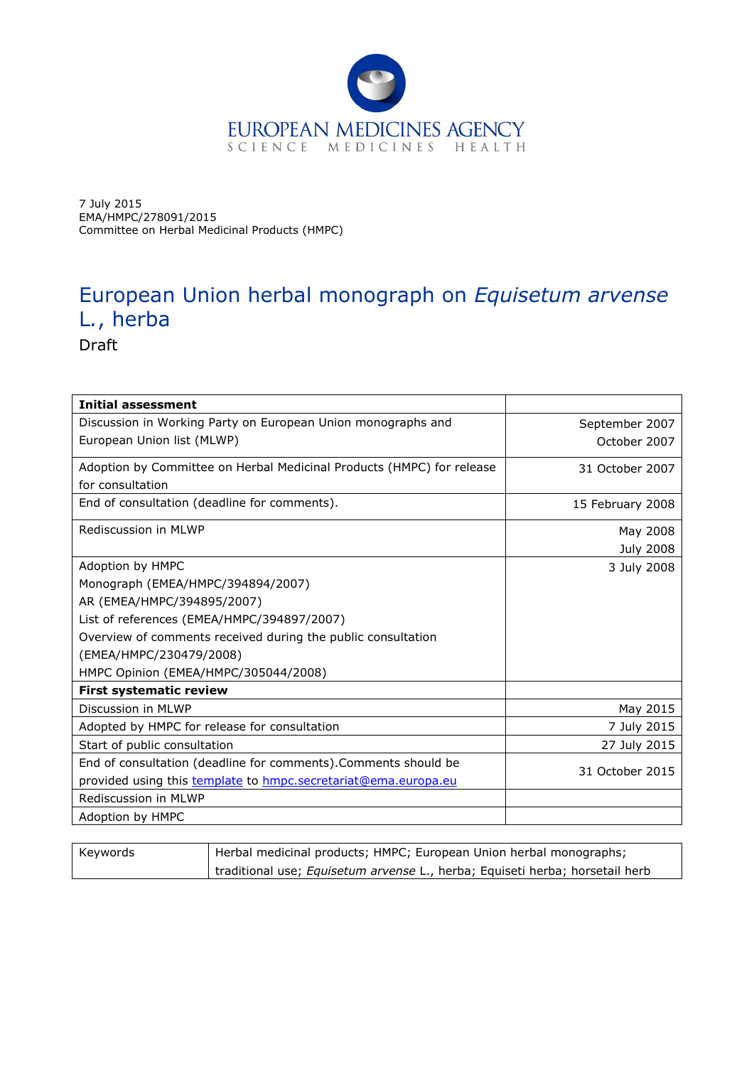EUROPEAN MEDICINES AGENCY
SCIENCE MEDICINES HEALTH

7 July 2015
EMA/HMPC/278091/2015
Committee on Herbal Medicinal Products (HMPC)

# European Union herbal monograph on *Equisetum arvense* L., herba

Draft

| **Initial assessment** | |
|---|---|
| Discussion in Working Party on European Union monographs and European Union list (MLWP) | September 2007<br>October 2007 |
| Adoption by Committee on Herbal Medicinal Products (HMPC) for release for consultation | 31 October 2007 |
| End of consultation (deadline for comments). | 15 February 2008 |
| Rediscussion in MLWP | May 2008<br>July 2008 |
| Adoption by HMPC<br>Monograph (EMEA/HMPC/394894/2007)<br>AR (EMEA/HMPC/394895/2007)<br>List of references (EMEA/HMPC/394897/2007)<br>Overview of comments received during the public consultation (EMEA/HMPC/230479/2008)<br>HMPC Opinion (EMEA/HMPC/305044/2008) | 3 July 2008 |
| **First systematic review** | |
| Discussion in MLWP | May 2015 |
| Adopted by HMPC for release for consultation | 7 July 2015 |
| Start of public consultation | 27 July 2015 |
| End of consultation (deadline for comments).Comments should be provided using this template to hmpc.secretariat@ema.europa.eu | 31 October 2015 |
| Rediscussion in MLWP | |
| Adoption by HMPC | |

| | |
|---|---|
| Keywords | Herbal medicinal products; HMPC; European Union herbal monographs; traditional use; *Equisetum arvense* L., herba; Equiseti herba; horsetail herb |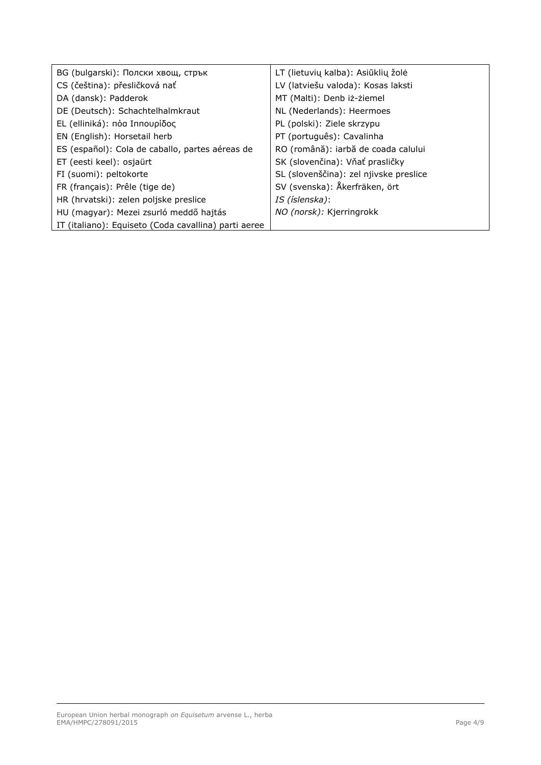| | |
|---|---|
| BG (bulgarski): Полски хвощ, стрък | LT (lietuvių kalba): Asiūklių žolė |
| CS (čeština): přesličková nať | LV (latviešu valoda): Kosas laksti |
| DA (dansk): Padderok | MT (Malti): Denb iż-żiemel |
| DE (Deutsch): Schachtelhalmkraut | NL (Nederlands): Heermoes |
| EL (elliniká): πόα Ιππουρίδος | PL (polski): Ziele skrzypu |
| EN (English): Horsetail herb | PT (português): Cavalinha |
| ES (español): Cola de caballo, partes aéreas de | RO (română): iarbă de coada calului |
| ET (eesti keel): osjaürt | SK (slovenčina): Vňať prasličky |
| FI (suomi): peltokorte | SL (slovenščina): zel njivske preslice |
| FR (français): Prêle (tige de) | SV (svenska): Åkerfräken, ört |
| HR (hrvatski): zelen poljske preslice | *IS (íslenska)*: |
| HU (magyar): Mezei zsurló meddő hajtás | *NO (norsk):* Kjerringrokk |
| IT (italiano): Equiseto (Coda cavallina) parti aeree | |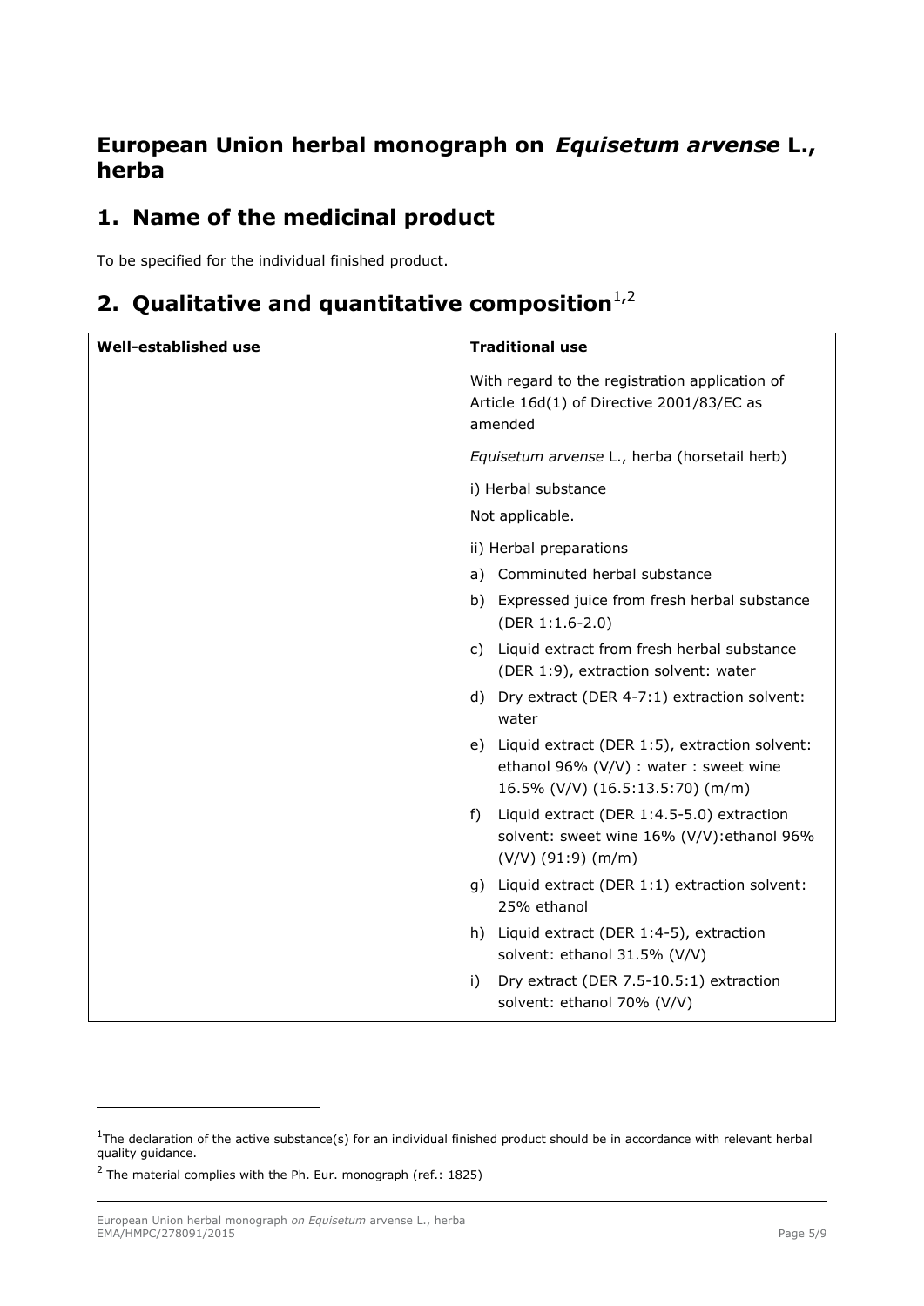# European Union herbal monograph on *Equisetum arvense* L., herba

## 1. Name of the medicinal product

To be specified for the individual finished product.

## 2. Qualitative and quantitative composition[1,2]

| Well-established use | Traditional use |
| --- | --- |
| | With regard to the registration application of Article 16d(1) of Directive 2001/83/EC as amended<br><br>*Equisetum arvense* L., herba (horsetail herb)<br><br>i) Herbal substance<br>Not applicable.<br><br>ii) Herbal preparations<br>a) Comminuted herbal substance<br>b) Expressed juice from fresh herbal substance (DER 1:1.6-2.0)<br>c) Liquid extract from fresh herbal substance (DER 1:9), extraction solvent: water<br>d) Dry extract (DER 4-7:1) extraction solvent: water<br>e) Liquid extract (DER 1:5), extraction solvent: ethanol 96% (V/V) : water : sweet wine 16.5% (V/V) (16.5:13.5:70) (m/m)<br>f) Liquid extract (DER 1:4.5-5.0) extraction solvent: sweet wine 16% (V/V):ethanol 96% (V/V) (91:9) (m/m)<br>g) Liquid extract (DER 1:1) extraction solvent: 25% ethanol<br>h) Liquid extract (DER 1:4-5), extraction solvent: ethanol 31.5% (V/V)<br>i) Dry extract (DER 7.5-10.5:1) extraction solvent: ethanol 70% (V/V) |

[1] The declaration of the active substance(s) for an individual finished product should be in accordance with relevant herbal quality guidance.

[2] The material complies with the Ph. Eur. monograph (ref.: 1825)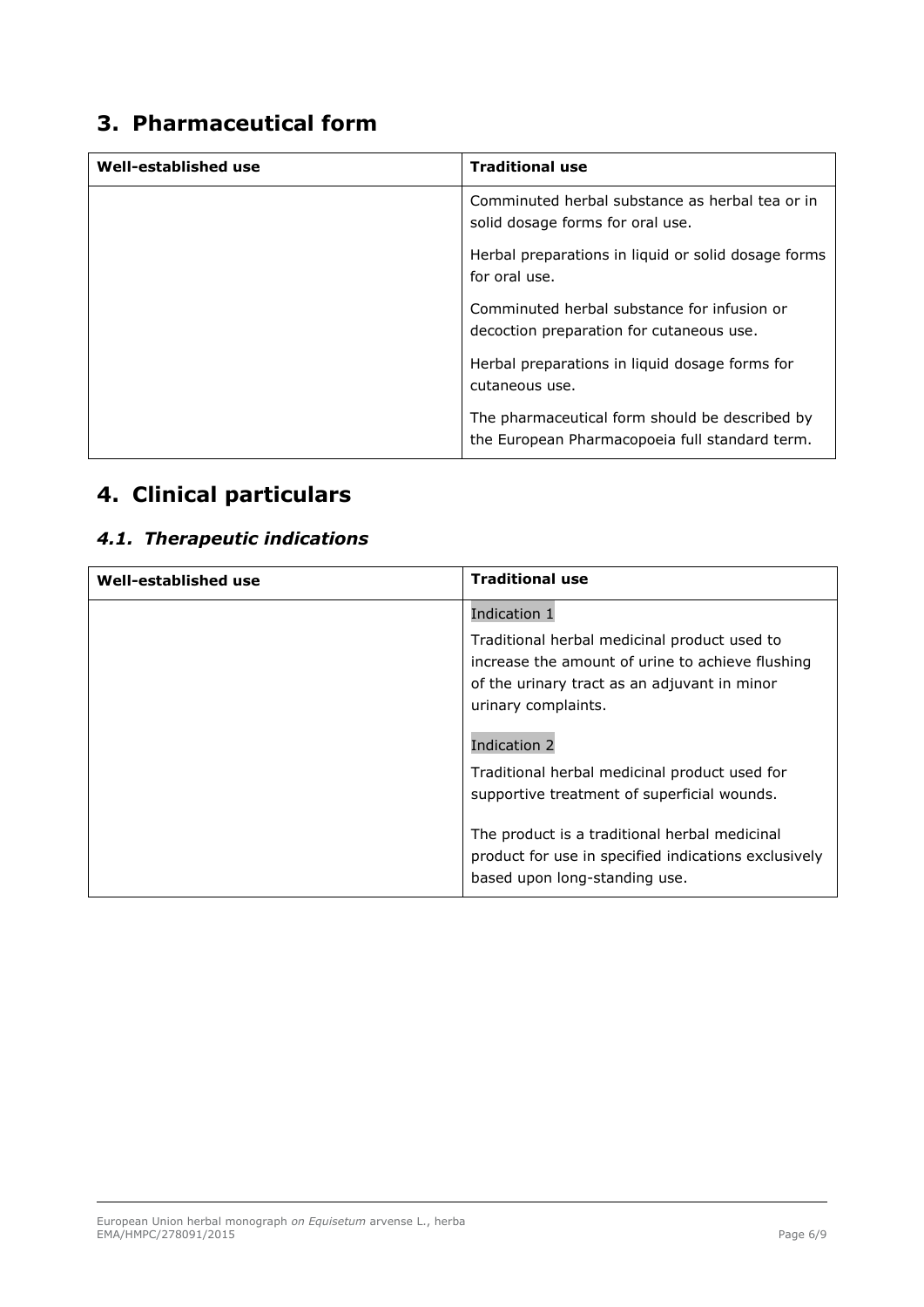## 3. Pharmaceutical form

| Well-established use | Traditional use |
|---|---|
| | Comminuted herbal substance as herbal tea or in solid dosage forms for oral use.<br><br>Herbal preparations in liquid or solid dosage forms for oral use.<br><br>Comminuted herbal substance for infusion or decoction preparation for cutaneous use.<br><br>Herbal preparations in liquid dosage forms for cutaneous use.<br><br>The pharmaceutical form should be described by the European Pharmacopoeia full standard term. |

## 4. Clinical particulars

### *4.1. Therapeutic indications*

| Well-established use | Traditional use |
|---|---|
| | Indication 1<br><br>Traditional herbal medicinal product used to increase the amount of urine to achieve flushing of the urinary tract as an adjuvant in minor urinary complaints.<br><br>Indication 2<br><br>Traditional herbal medicinal product used for supportive treatment of superficial wounds.<br><br>The product is a traditional herbal medicinal product for use in specified indications exclusively based upon long-standing use. |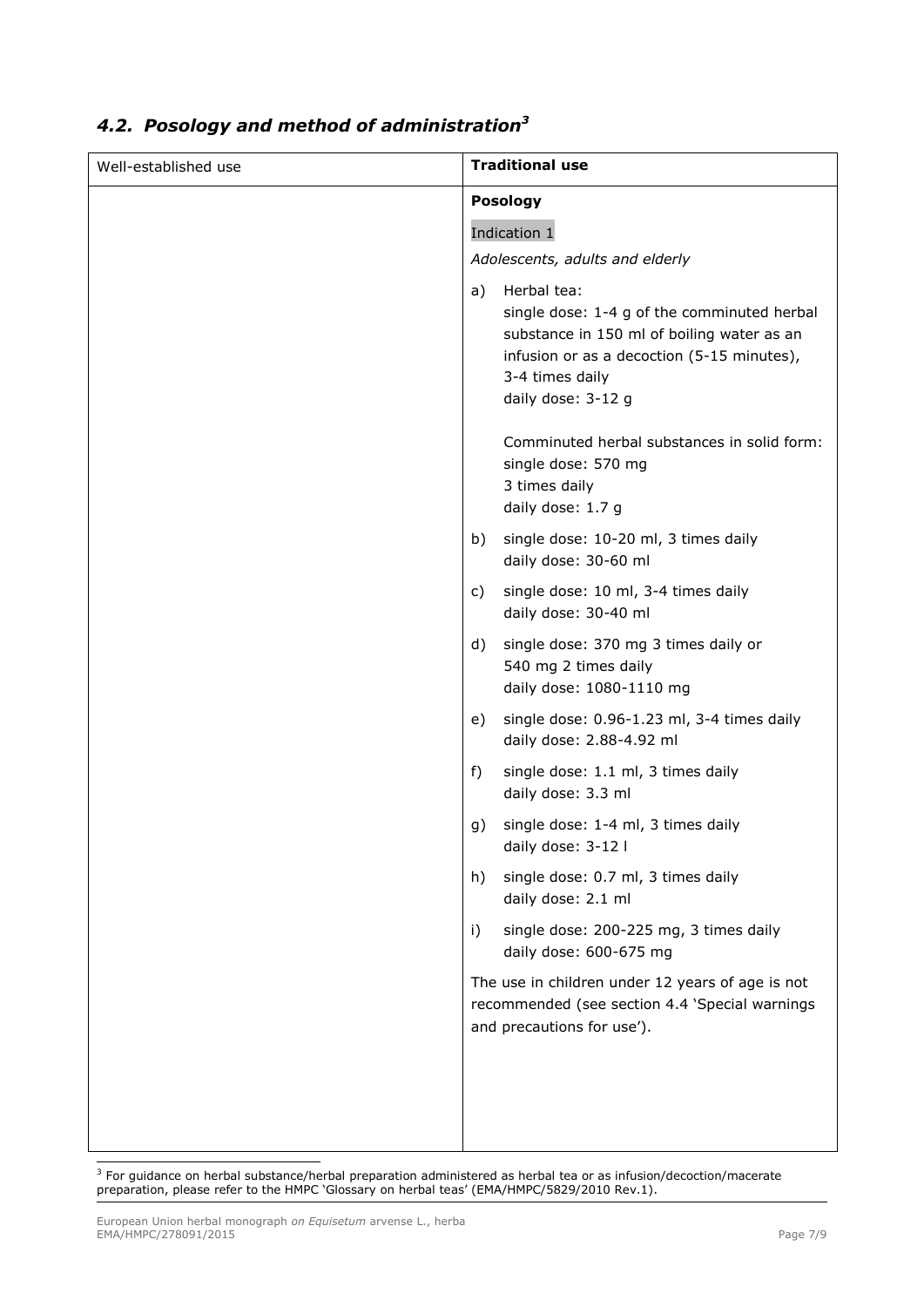### *4.2. Posology and method of administration[3]*

| Well-established use | **Traditional use** |
|---|---|
| | **Posology**<br><br>Indication 1<br><br>*Adolescents, adults and elderly*<br><br>a) Herbal tea:<br>single dose: 1-4 g of the comminuted herbal substance in 150 ml of boiling water as an infusion or as a decoction (5-15 minutes), 3-4 times daily<br>daily dose: 3-12 g<br><br>Comminuted herbal substances in solid form:<br>single dose: 570 mg<br>3 times daily<br>daily dose: 1.7 g<br><br>b) single dose: 10-20 ml, 3 times daily<br>daily dose: 30-60 ml<br><br>c) single dose: 10 ml, 3-4 times daily<br>daily dose: 30-40 ml<br><br>d) single dose: 370 mg 3 times daily or<br>540 mg 2 times daily<br>daily dose: 1080-1110 mg<br><br>e) single dose: 0.96-1.23 ml, 3-4 times daily<br>daily dose: 2.88-4.92 ml<br><br>f) single dose: 1.1 ml, 3 times daily<br>daily dose: 3.3 ml<br><br>g) single dose: 1-4 ml, 3 times daily<br>daily dose: 3-12 l<br><br>h) single dose: 0.7 ml, 3 times daily<br>daily dose: 2.1 ml<br><br>i) single dose: 200-225 mg, 3 times daily<br>daily dose: 600-675 mg<br><br>The use in children under 12 years of age is not recommended (see section 4.4 'Special warnings and precautions for use'). |

[3] For guidance on herbal substance/herbal preparation administered as herbal tea or as infusion/decoction/macerate preparation, please refer to the HMPC 'Glossary on herbal teas' (EMA/HMPC/5829/2010 Rev.1).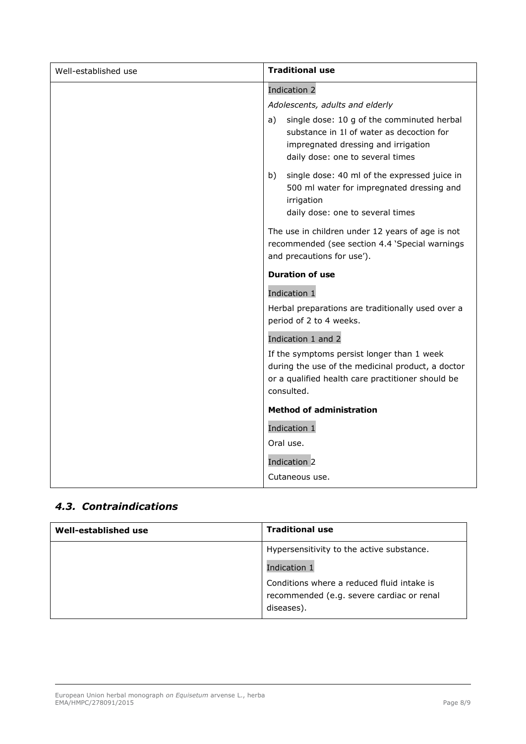| Well-established use | **Traditional use** |
|---|---|
| | Indication 2<br><br>*Adolescents, adults and elderly*<br><br>a) single dose: 10 g of the comminuted herbal substance in 1l of water as decoction for impregnated dressing and irrigation<br>daily dose: one to several times<br><br>b) single dose: 40 ml of the expressed juice in 500 ml water for impregnated dressing and irrigation<br>daily dose: one to several times<br><br>The use in children under 12 years of age is not recommended (see section 4.4 'Special warnings and precautions for use').<br><br>**Duration of use**<br><br>Indication 1<br><br>Herbal preparations are traditionally used over a period of 2 to 4 weeks.<br><br>Indication 1 and 2<br><br>If the symptoms persist longer than 1 week during the use of the medicinal product, a doctor or a qualified health care practitioner should be consulted.<br><br>**Method of administration**<br><br>Indication 1<br><br>Oral use.<br><br>Indication 2<br><br>Cutaneous use. |

## *4.3. Contraindications*

| **Well-established use** | **Traditional use** |
|---|---|
| | Hypersensitivity to the active substance.<br><br>Indication 1<br><br>Conditions where a reduced fluid intake is recommended (e.g. severe cardiac or renal diseases). |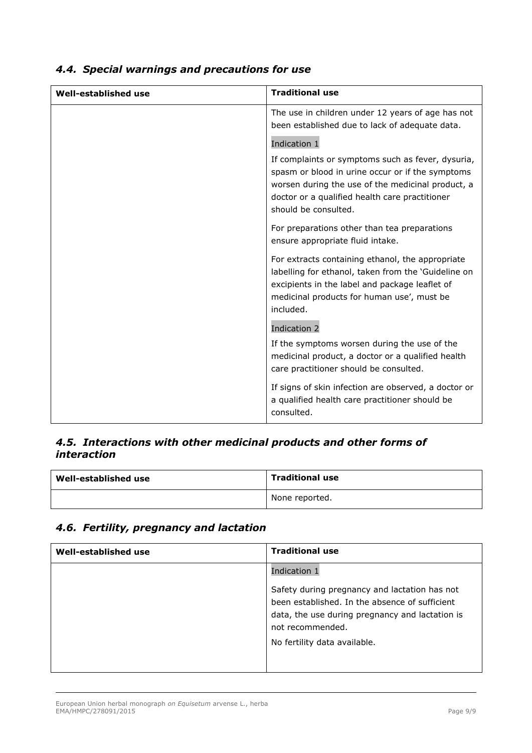### *4.4. Special warnings and precautions for use*

| Well-established use | Traditional use |
|---|---|
| | The use in children under 12 years of age has not been established due to lack of adequate data.<br><br>Indication 1<br><br>If complaints or symptoms such as fever, dysuria, spasm or blood in urine occur or if the symptoms worsen during the use of the medicinal product, a doctor or a qualified health care practitioner should be consulted.<br><br>For preparations other than tea preparations ensure appropriate fluid intake.<br><br>For extracts containing ethanol, the appropriate labelling for ethanol, taken from the 'Guideline on excipients in the label and package leaflet of medicinal products for human use', must be included.<br><br>Indication 2<br><br>If the symptoms worsen during the use of the medicinal product, a doctor or a qualified health care practitioner should be consulted.<br><br>If signs of skin infection are observed, a doctor or a qualified health care practitioner should be consulted. |

### *4.5. Interactions with other medicinal products and other forms of interaction*

| Well-established use | Traditional use |
|---|---|
| | None reported. |

### *4.6. Fertility, pregnancy and lactation*

| Well-established use | Traditional use |
|---|---|
| | Indication 1<br><br>Safety during pregnancy and lactation has not been established. In the absence of sufficient data, the use during pregnancy and lactation is not recommended.<br><br>No fertility data available. |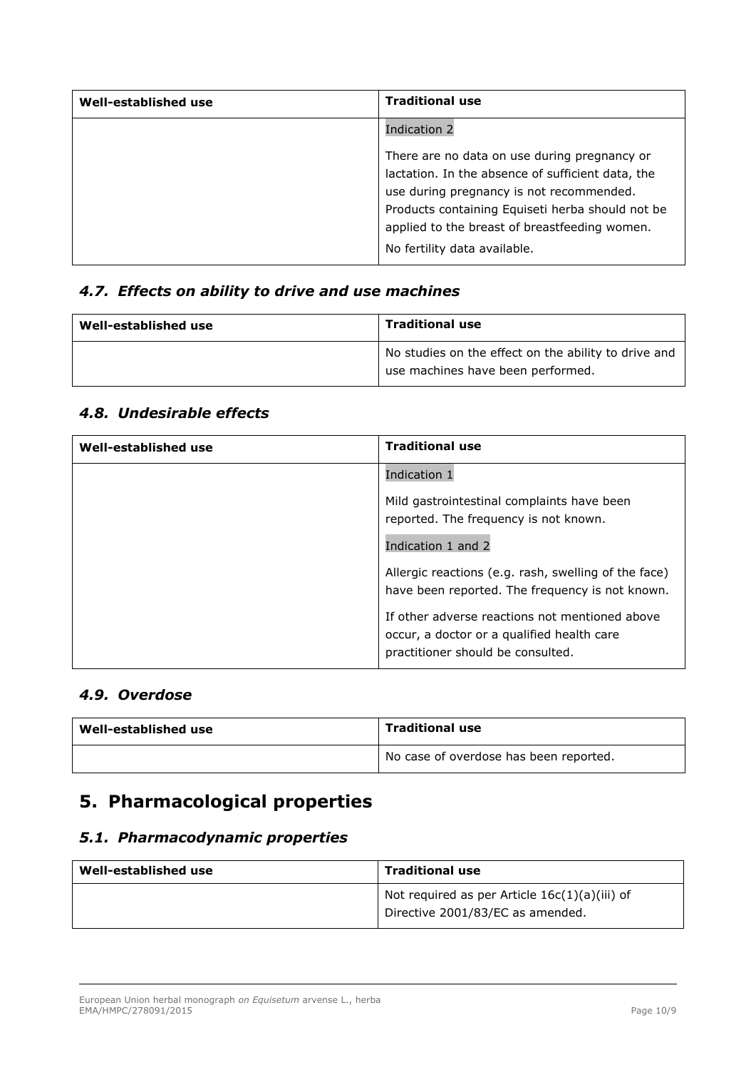| Well-established use | Traditional use |
| --- | --- |
| | Indication 2<br><br>There are no data on use during pregnancy or lactation. In the absence of sufficient data, the use during pregnancy is not recommended. Products containing Equiseti herba should not be applied to the breast of breastfeeding women.<br><br>No fertility data available. |

### *4.7. Effects on ability to drive and use machines*

| Well-established use | Traditional use |
| --- | --- |
| | No studies on the effect on the ability to drive and use machines have been performed. |

### *4.8. Undesirable effects*

| Well-established use | Traditional use |
| --- | --- |
| | Indication 1<br><br>Mild gastrointestinal complaints have been reported. The frequency is not known.<br><br>Indication 1 and 2<br><br>Allergic reactions (e.g. rash, swelling of the face) have been reported. The frequency is not known.<br><br>If other adverse reactions not mentioned above occur, a doctor or a qualified health care practitioner should be consulted. |

### *4.9. Overdose*

| Well-established use | Traditional use |
| --- | --- |
| | No case of overdose has been reported. |

## 5. Pharmacological properties

### *5.1. Pharmacodynamic properties*

| Well-established use | Traditional use |
| --- | --- |
| | Not required as per Article 16c(1)(a)(iii) of Directive 2001/83/EC as amended. |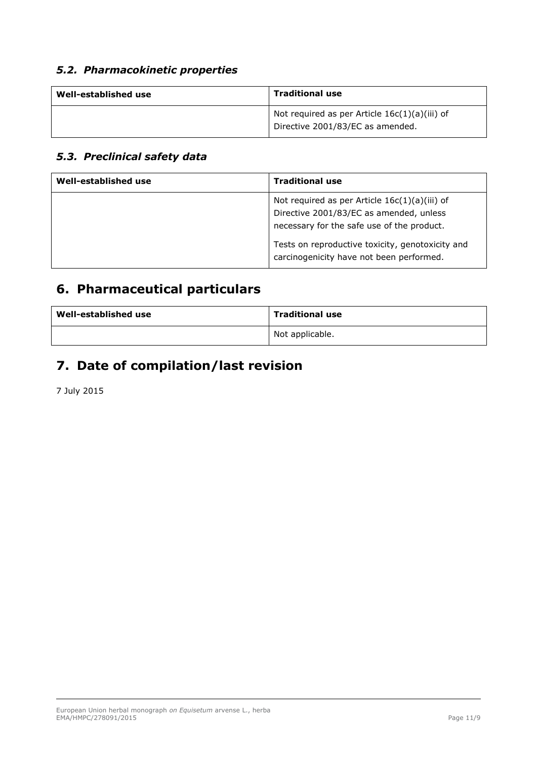### *5.2. Pharmacokinetic properties*

| Well-established use | Traditional use |
|---|---|
| | Not required as per Article 16c(1)(a)(iii) of Directive 2001/83/EC as amended. |

### *5.3. Preclinical safety data*

| Well-established use | Traditional use |
|---|---|
| | Not required as per Article 16c(1)(a)(iii) of Directive 2001/83/EC as amended, unless necessary for the safe use of the product.<br><br>Tests on reproductive toxicity, genotoxicity and carcinogenicity have not been performed. |

## 6. Pharmaceutical particulars

| Well-established use | Traditional use |
|---|---|
| | Not applicable. |

## 7. Date of compilation/last revision

7 July 2015